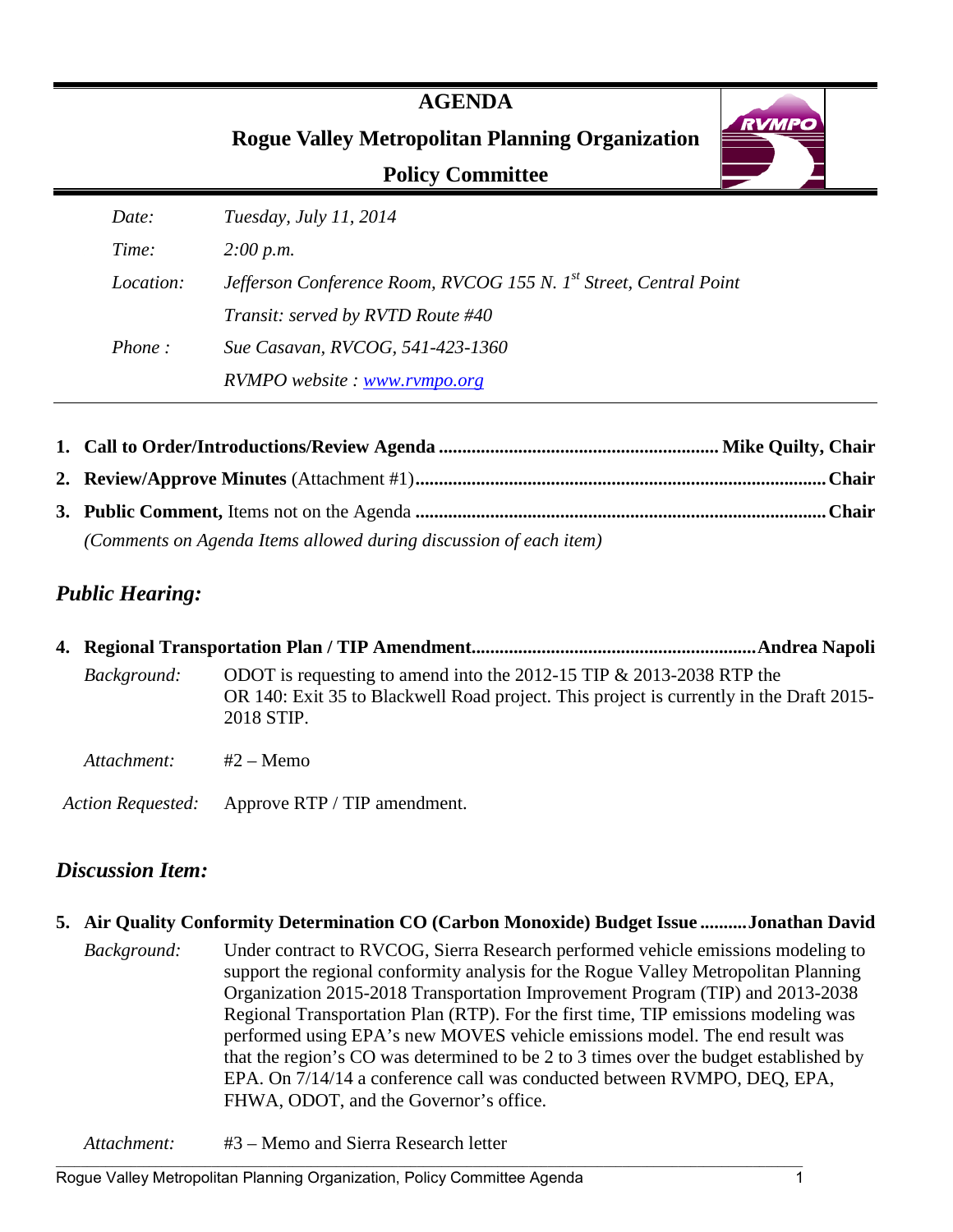# AGENDA

## Rogue Valley Metropolitan Planning Organization

## Policy Committee

| | |
|---|---|
| *Date:* | *Tuesday, July 11, 2014* |
| *Time:* | *2:00 p.m.* |
| *Location:* | *Jefferson Conference Room, RVCOG 155 N. 1st Street, Central Point* |
| | *Transit: served by RVTD Route #40* |
| *Phone :* | *Sue Casavan, RVCOG, 541-423-1360* |
| | *RVMPO website : www.rvmpo.org* |

1. **Call to Order/Introductions/Review Agenda ........................................................... Mike Quilty, Chair**
2. **Review/Approve Minutes** (Attachment #1)**........................................................................................Chair**
3. **Public Comment,** Items not on the Agenda **........................................................................................Chair**

   *(Comments on Agenda Items allowed during discussion of each item)*

## *Public Hearing:*

4. **Regional Transportation Plan / TIP Amendment............................................................Andrea Napoli**

   *Background:* ODOT is requesting to amend into the 2012-15 TIP & 2013-2038 RTP the OR 140: Exit 35 to Blackwell Road project. This project is currently in the Draft 2015-2018 STIP.

   *Attachment:* #2 – Memo

   *Action Requested:* Approve RTP / TIP amendment.

## *Discussion Item:*

5. **Air Quality Conformity Determination CO (Carbon Monoxide) Budget Issue ..........Jonathan David**

   *Background:* Under contract to RVCOG, Sierra Research performed vehicle emissions modeling to support the regional conformity analysis for the Rogue Valley Metropolitan Planning Organization 2015-2018 Transportation Improvement Program (TIP) and 2013-2038 Regional Transportation Plan (RTP). For the first time, TIP emissions modeling was performed using EPA's new MOVES vehicle emissions model. The end result was that the region's CO was determined to be 2 to 3 times over the budget established by EPA. On 7/14/14 a conference call was conducted between RVMPO, DEQ, EPA, FHWA, ODOT, and the Governor's office.

   *Attachment:* #3 – Memo and Sierra Research letter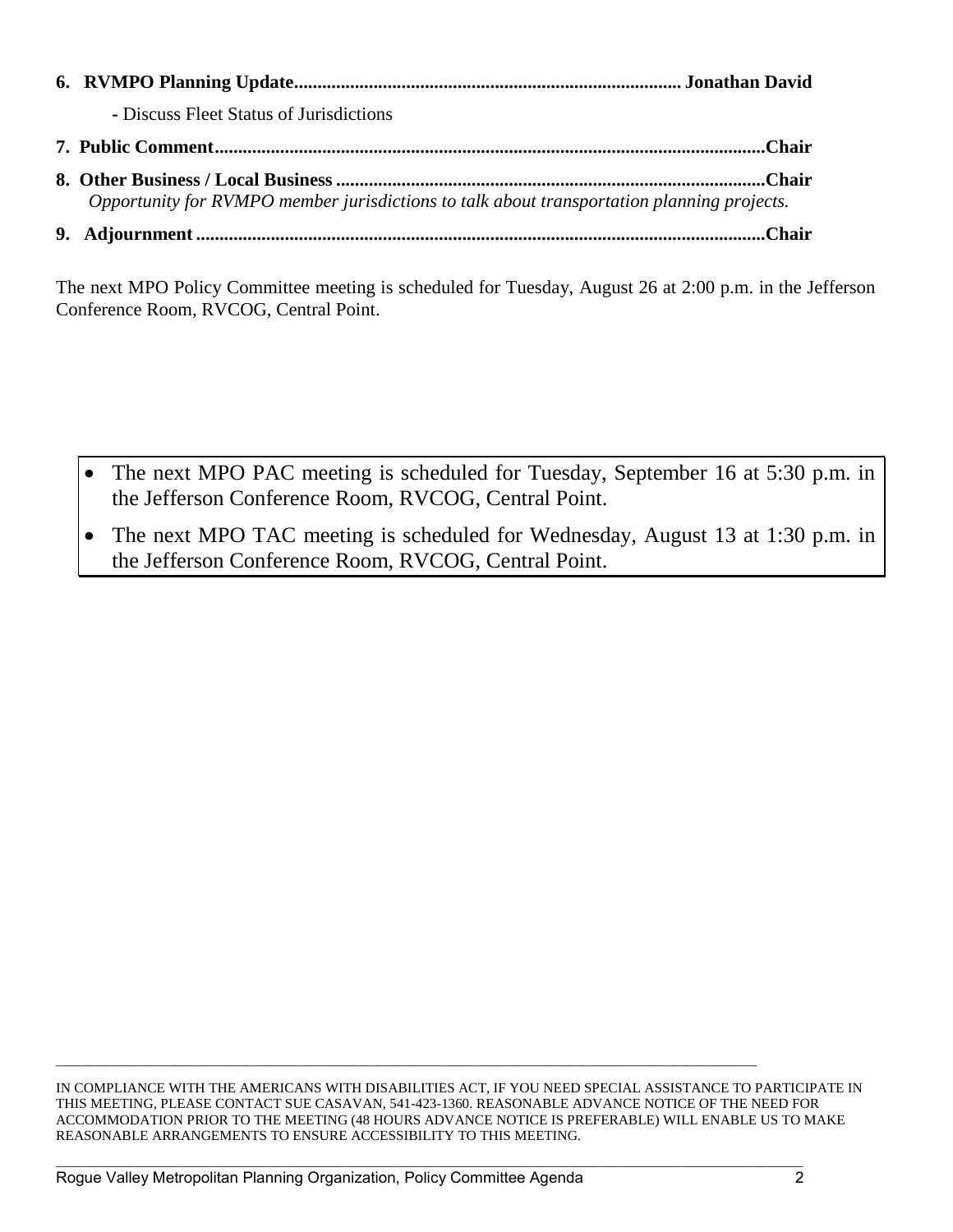**6. RVMPO Planning Update.................................................................................. Jonathan David**

- Discuss Fleet Status of Jurisdictions

**7. Public Comment....................................................................................................................Chair**

**8. Other Business / Local Business ...........................................................................................Chair**

*Opportunity for RVMPO member jurisdictions to talk about transportation planning projects.*

**9. Adjournment ........................................................................................................................Chair**

The next MPO Policy Committee meeting is scheduled for Tuesday, August 26 at 2:00 p.m. in the Jefferson Conference Room, RVCOG, Central Point.

- The next MPO PAC meeting is scheduled for Tuesday, September 16 at 5:30 p.m. in the Jefferson Conference Room, RVCOG, Central Point.
- The next MPO TAC meeting is scheduled for Wednesday, August 13 at 1:30 p.m. in the Jefferson Conference Room, RVCOG, Central Point.

IN COMPLIANCE WITH THE AMERICANS WITH DISABILITIES ACT, IF YOU NEED SPECIAL ASSISTANCE TO PARTICIPATE IN THIS MEETING, PLEASE CONTACT SUE CASAVAN, 541-423-1360. REASONABLE ADVANCE NOTICE OF THE NEED FOR ACCOMMODATION PRIOR TO THE MEETING (48 HOURS ADVANCE NOTICE IS PREFERABLE) WILL ENABLE US TO MAKE REASONABLE ARRANGEMENTS TO ENSURE ACCESSIBILITY TO THIS MEETING.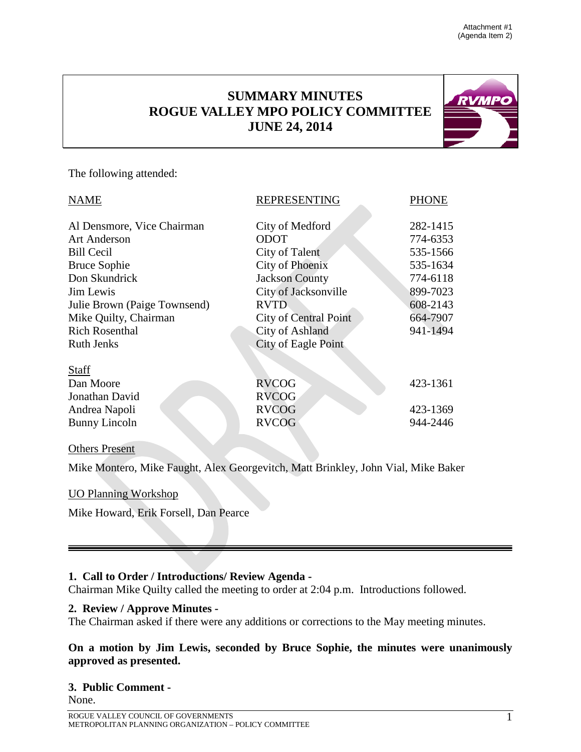Attachment #1
(Agenda Item 2)

# SUMMARY MINUTES
# ROGUE VALLEY MPO POLICY COMMITTEE
# JUNE 24, 2014

The following attended:

| NAME | REPRESENTING | PHONE |
|---|---|---|
| Al Densmore, Vice Chairman | City of Medford | 282-1415 |
| Art Anderson | ODOT | 774-6353 |
| Bill Cecil | City of Talent | 535-1566 |
| Bruce Sophie | City of Phoenix | 535-1634 |
| Don Skundrick | Jackson County | 774-6118 |
| Jim Lewis | City of Jacksonville | 899-7023 |
| Julie Brown (Paige Townsend) | RVTD | 608-2143 |
| Mike Quilty, Chairman | City of Central Point | 664-7907 |
| Rich Rosenthal | City of Ashland | 941-1494 |
| Ruth Jenks | City of Eagle Point | |
| Staff | | |
| Dan Moore | RVCOG | 423-1361 |
| Jonathan David | RVCOG | |
| Andrea Napoli | RVCOG | 423-1369 |
| Bunny Lincoln | RVCOG | 944-2446 |

Others Present

Mike Montero, Mike Faught, Alex Georgevitch, Matt Brinkley, John Vial, Mike Baker

UO Planning Workshop

Mike Howard, Erik Forsell, Dan Pearce

---

**1. Call to Order / Introductions/ Review Agenda -**

Chairman Mike Quilty called the meeting to order at 2:04 p.m. Introductions followed.

**2. Review / Approve Minutes -**

The Chairman asked if there were any additions or corrections to the May meeting minutes.

**On a motion by Jim Lewis, seconded by Bruce Sophie, the minutes were unanimously approved as presented.**

**3. Public Comment -**

None.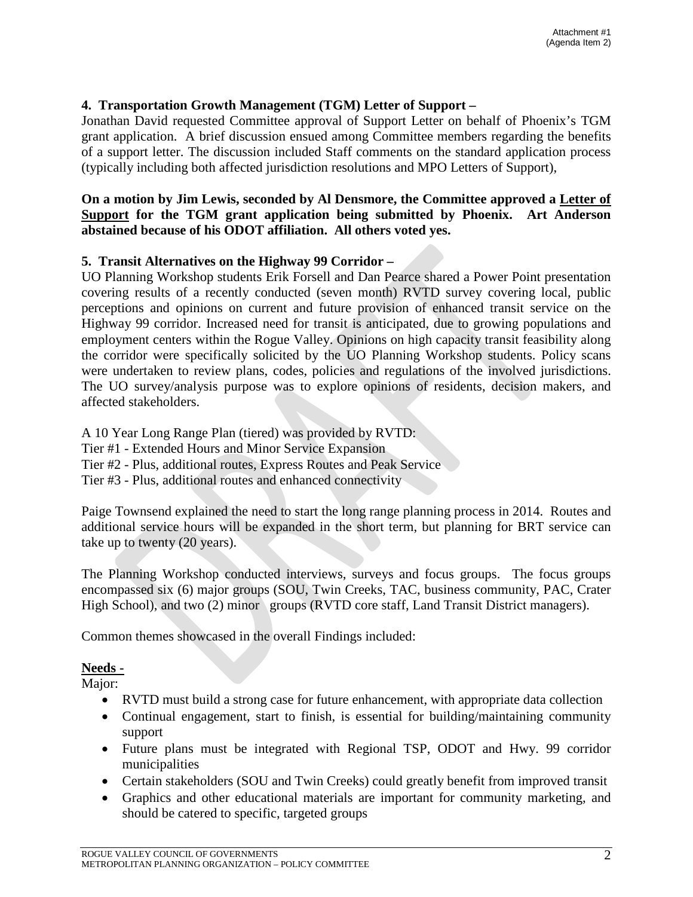### 4. Transportation Growth Management (TGM) Letter of Support –

Jonathan David requested Committee approval of Support Letter on behalf of Phoenix's TGM grant application. A brief discussion ensued among Committee members regarding the benefits of a support letter. The discussion included Staff comments on the standard application process (typically including both affected jurisdiction resolutions and MPO Letters of Support),

**On a motion by Jim Lewis, seconded by Al Densmore, the Committee approved a Letter of Support for the TGM grant application being submitted by Phoenix. Art Anderson abstained because of his ODOT affiliation. All others voted yes.**

### 5. Transit Alternatives on the Highway 99 Corridor –

UO Planning Workshop students Erik Forsell and Dan Pearce shared a Power Point presentation covering results of a recently conducted (seven month) RVTD survey covering local, public perceptions and opinions on current and future provision of enhanced transit service on the Highway 99 corridor. Increased need for transit is anticipated, due to growing populations and employment centers within the Rogue Valley. Opinions on high capacity transit feasibility along the corridor were specifically solicited by the UO Planning Workshop students. Policy scans were undertaken to review plans, codes, policies and regulations of the involved jurisdictions. The UO survey/analysis purpose was to explore opinions of residents, decision makers, and affected stakeholders.

A 10 Year Long Range Plan (tiered) was provided by RVTD:
Tier #1 - Extended Hours and Minor Service Expansion
Tier #2 - Plus, additional routes, Express Routes and Peak Service
Tier #3 - Plus, additional routes and enhanced connectivity

Paige Townsend explained the need to start the long range planning process in 2014. Routes and additional service hours will be expanded in the short term, but planning for BRT service can take up to twenty (20 years).

The Planning Workshop conducted interviews, surveys and focus groups. The focus groups encompassed six (6) major groups (SOU, Twin Creeks, TAC, business community, PAC, Crater High School), and two (2) minor groups (RVTD core staff, Land Transit District managers).

Common themes showcased in the overall Findings included:

**Needs -**

Major:

- RVTD must build a strong case for future enhancement, with appropriate data collection
- Continual engagement, start to finish, is essential for building/maintaining community support
- Future plans must be integrated with Regional TSP, ODOT and Hwy. 99 corridor municipalities
- Certain stakeholders (SOU and Twin Creeks) could greatly benefit from improved transit
- Graphics and other educational materials are important for community marketing, and should be catered to specific, targeted groups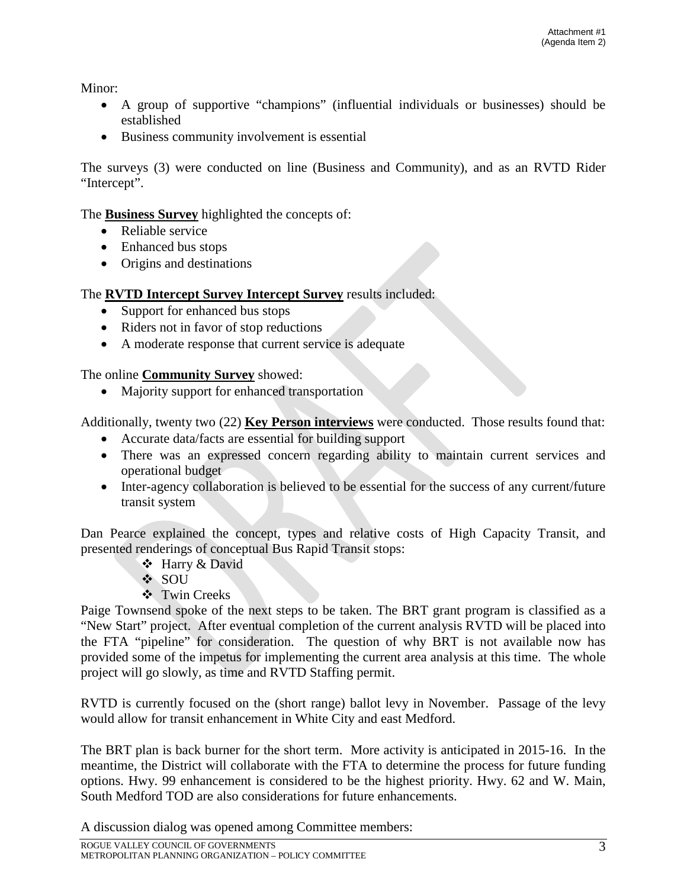Minor:

- A group of supportive "champions" (influential individuals or businesses) should be established
- Business community involvement is essential

The surveys (3) were conducted on line (Business and Community), and as an RVTD Rider "Intercept".

The **Business Survey** highlighted the concepts of:

- Reliable service
- Enhanced bus stops
- Origins and destinations

The **RVTD Intercept Survey Intercept Survey** results included:

- Support for enhanced bus stops
- Riders not in favor of stop reductions
- A moderate response that current service is adequate

The online **Community Survey** showed:

- Majority support for enhanced transportation

Additionally, twenty two (22) **Key Person interviews** were conducted. Those results found that:

- Accurate data/facts are essential for building support
- There was an expressed concern regarding ability to maintain current services and operational budget
- Inter-agency collaboration is believed to be essential for the success of any current/future transit system

Dan Pearce explained the concept, types and relative costs of High Capacity Transit, and presented renderings of conceptual Bus Rapid Transit stops:

- Harry & David
- SOU
- Twin Creeks

Paige Townsend spoke of the next steps to be taken. The BRT grant program is classified as a "New Start" project. After eventual completion of the current analysis RVTD will be placed into the FTA "pipeline" for consideration. The question of why BRT is not available now has provided some of the impetus for implementing the current area analysis at this time. The whole project will go slowly, as time and RVTD Staffing permit.

RVTD is currently focused on the (short range) ballot levy in November. Passage of the levy would allow for transit enhancement in White City and east Medford.

The BRT plan is back burner for the short term. More activity is anticipated in 2015-16. In the meantime, the District will collaborate with the FTA to determine the process for future funding options. Hwy. 99 enhancement is considered to be the highest priority. Hwy. 62 and W. Main, South Medford TOD are also considerations for future enhancements.

A discussion dialog was opened among Committee members: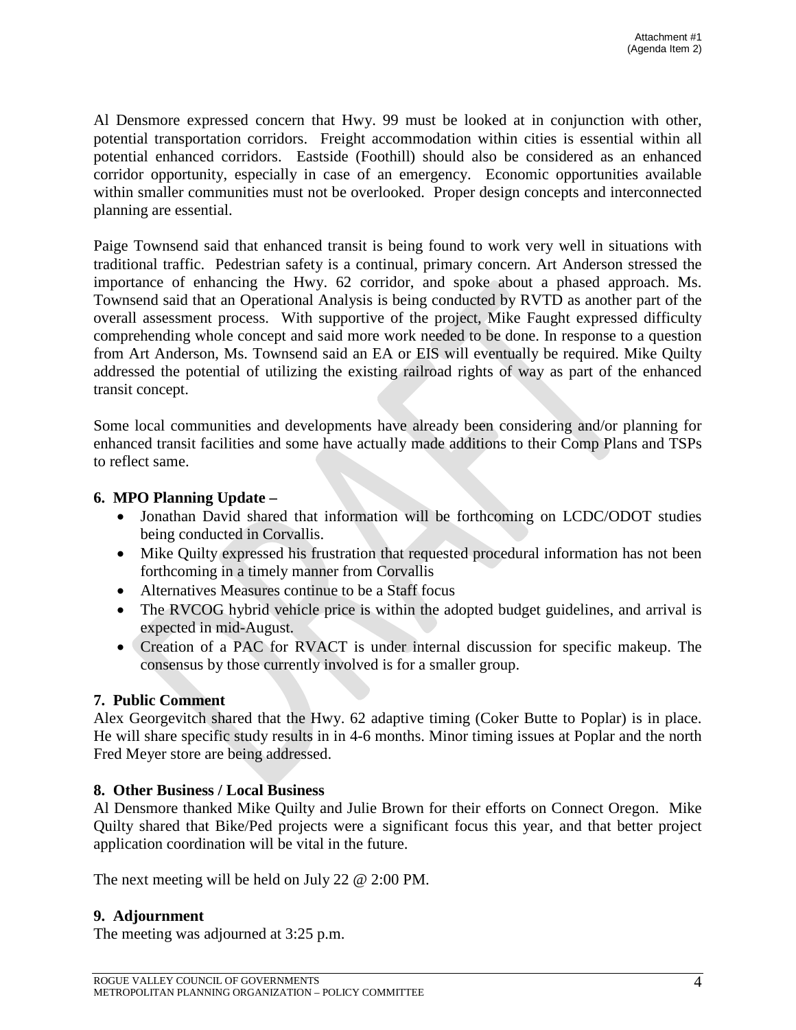Al Densmore expressed concern that Hwy. 99 must be looked at in conjunction with other, potential transportation corridors. Freight accommodation within cities is essential within all potential enhanced corridors. Eastside (Foothill) should also be considered as an enhanced corridor opportunity, especially in case of an emergency. Economic opportunities available within smaller communities must not be overlooked. Proper design concepts and interconnected planning are essential.

Paige Townsend said that enhanced transit is being found to work very well in situations with traditional traffic. Pedestrian safety is a continual, primary concern. Art Anderson stressed the importance of enhancing the Hwy. 62 corridor, and spoke about a phased approach. Ms. Townsend said that an Operational Analysis is being conducted by RVTD as another part of the overall assessment process. With supportive of the project, Mike Faught expressed difficulty comprehending whole concept and said more work needed to be done. In response to a question from Art Anderson, Ms. Townsend said an EA or EIS will eventually be required. Mike Quilty addressed the potential of utilizing the existing railroad rights of way as part of the enhanced transit concept.

Some local communities and developments have already been considering and/or planning for enhanced transit facilities and some have actually made additions to their Comp Plans and TSPs to reflect same.

**6. MPO Planning Update –**

- Jonathan David shared that information will be forthcoming on LCDC/ODOT studies being conducted in Corvallis.
- Mike Quilty expressed his frustration that requested procedural information has not been forthcoming in a timely manner from Corvallis
- Alternatives Measures continue to be a Staff focus
- The RVCOG hybrid vehicle price is within the adopted budget guidelines, and arrival is expected in mid-August.
- Creation of a PAC for RVACT is under internal discussion for specific makeup. The consensus by those currently involved is for a smaller group.

**7. Public Comment**

Alex Georgevitch shared that the Hwy. 62 adaptive timing (Coker Butte to Poplar) is in place. He will share specific study results in in 4-6 months. Minor timing issues at Poplar and the north Fred Meyer store are being addressed.

**8. Other Business / Local Business**

Al Densmore thanked Mike Quilty and Julie Brown for their efforts on Connect Oregon. Mike Quilty shared that Bike/Ped projects were a significant focus this year, and that better project application coordination will be vital in the future.

The next meeting will be held on July 22 @ 2:00 PM.

**9. Adjournment**

The meeting was adjourned at 3:25 p.m.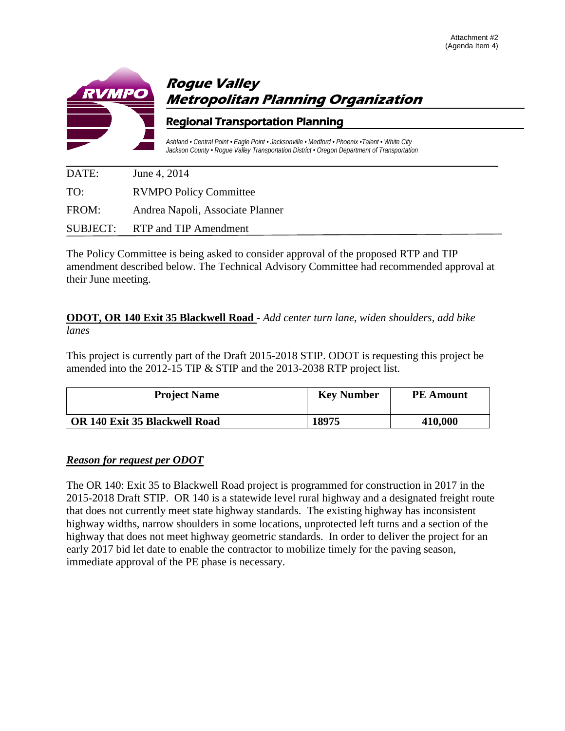Attachment #2
(Agenda Item 4)

# Rogue Valley Metropolitan Planning Organization

## Regional Transportation Planning

*Ashland • Central Point • Eagle Point • Jacksonville • Medford • Phoenix •Talent • White City*
*Jackson County • Rogue Valley Transportation District • Oregon Department of Transportation*

DATE: June 4, 2014

TO: RVMPO Policy Committee

FROM: Andrea Napoli, Associate Planner

SUBJECT: RTP and TIP Amendment

The Policy Committee is being asked to consider approval of the proposed RTP and TIP amendment described below. The Technical Advisory Committee had recommended approval at their June meeting.

**ODOT, OR 140 Exit 35 Blackwell Road** - *Add center turn lane, widen shoulders, add bike lanes*

This project is currently part of the Draft 2015-2018 STIP. ODOT is requesting this project be amended into the 2012-15 TIP & STIP and the 2013-2038 RTP project list.

| Project Name | Key Number | PE Amount |
|---|---|---|
| **OR 140 Exit 35 Blackwell Road** | **18975** | **410,000** |

***Reason for request per ODOT***

The OR 140: Exit 35 to Blackwell Road project is programmed for construction in 2017 in the 2015-2018 Draft STIP. OR 140 is a statewide level rural highway and a designated freight route that does not currently meet state highway standards. The existing highway has inconsistent highway widths, narrow shoulders in some locations, unprotected left turns and a section of the highway that does not meet highway geometric standards. In order to deliver the project for an early 2017 bid let date to enable the contractor to mobilize timely for the paving season, immediate approval of the PE phase is necessary.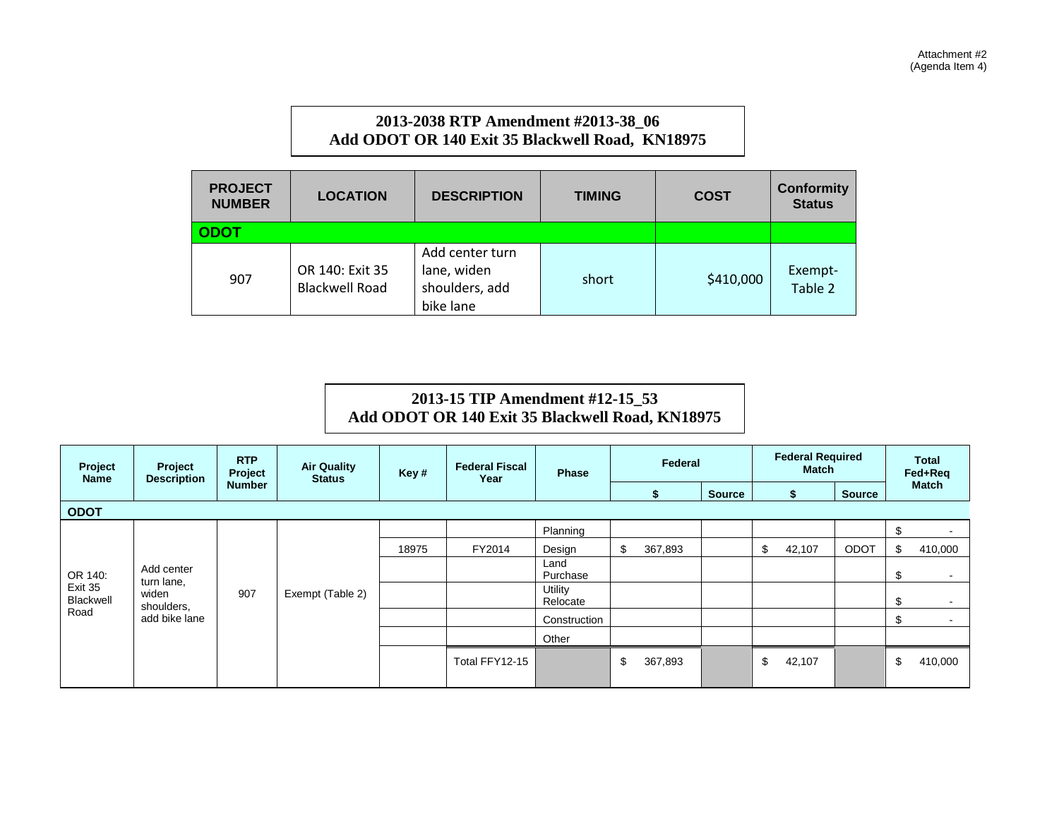Attachment #2
(Agenda Item 4)

## 2013-2038 RTP Amendment #2013-38_06
## Add ODOT OR 140 Exit 35 Blackwell Road, KN18975

| PROJECT NUMBER | LOCATION | DESCRIPTION | TIMING | COST | Conformity Status |
|---|---|---|---|---|---|
| **ODOT** | | | | | |
| 907 | OR 140: Exit 35 Blackwell Road | Add center turn lane, widen shoulders, add bike lane | short | $410,000 | Exempt-Table 2 |

## 2013-15 TIP Amendment #12-15_53
## Add ODOT OR 140 Exit 35 Blackwell Road, KN18975

| Project Name | Project Description | RTP Project Number | Air Quality Status | Key # | Federal Fiscal Year | Phase | Federal | | Federal Required Match | | Total Fed+Req Match |
|---|---|---|---|---|---|---|---|---|---|---|---|
| | | | | | | | $ | Source | $ | Source | |
| **ODOT** | | | | | | | | | | | |
| OR 140: Exit 35 Blackwell Road | Add center turn lane, widen shoulders, add bike lane | 907 | Exempt (Table 2) | | | Planning | | | | | $ - |
| | | | | 18975 | FY2014 | Design | $ 367,893 | | $ 42,107 | ODOT | $ 410,000 |
| | | | | | | Land Purchase | | | | | $ - |
| | | | | | | Utility Relocate | | | | | $ - |
| | | | | | | Construction | | | | | $ - |
| | | | | | | Other | | | | | |
| | | | | | Total FFY12-15 | | $ 367,893 | | $ 42,107 | | $ 410,000 |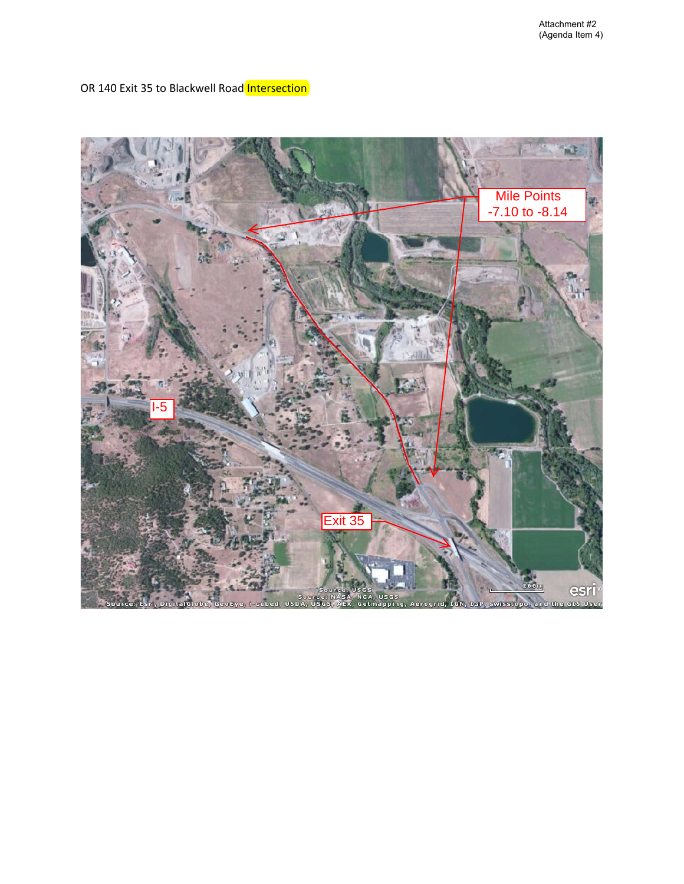Attachment #2
(Agenda Item 4)

OR 140 Exit 35 to Blackwell Road Intersection

Mile Points
-7.10 to -8.14

I-5

Exit 35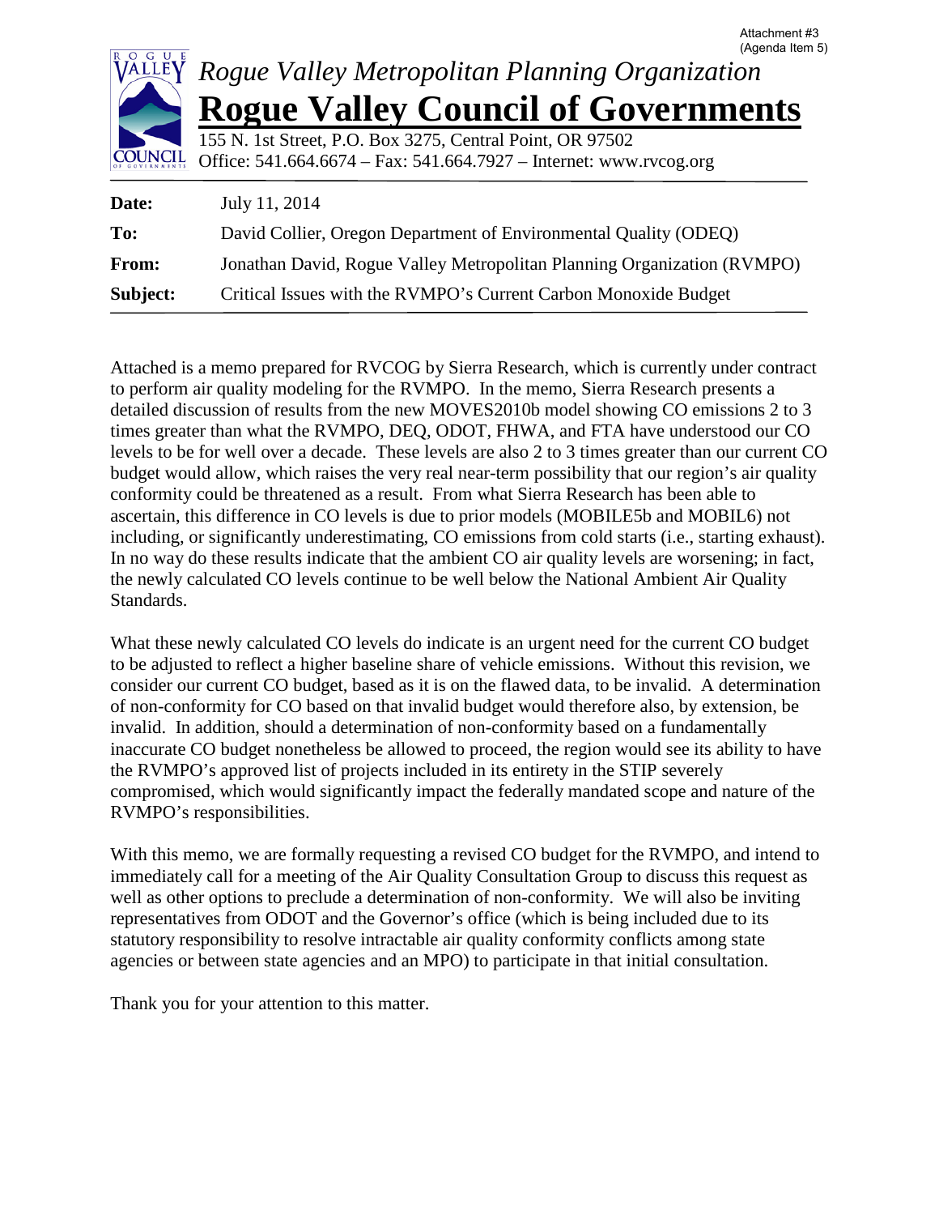Attachment #3
(Agenda Item 5)

*Rogue Valley Metropolitan Planning Organization*

# Rogue Valley Council of Governments

155 N. 1st Street, P.O. Box 3275, Central Point, OR 97502
Office: 541.664.6674 – Fax: 541.664.7927 – Internet: www.rvcog.org

| | |
|---|---|
| **Date:** | July 11, 2014 |
| **To:** | David Collier, Oregon Department of Environmental Quality (ODEQ) |
| **From:** | Jonathan David, Rogue Valley Metropolitan Planning Organization (RVMPO) |
| **Subject:** | Critical Issues with the RVMPO's Current Carbon Monoxide Budget |

Attached is a memo prepared for RVCOG by Sierra Research, which is currently under contract to perform air quality modeling for the RVMPO. In the memo, Sierra Research presents a detailed discussion of results from the new MOVES2010b model showing CO emissions 2 to 3 times greater than what the RVMPO, DEQ, ODOT, FHWA, and FTA have understood our CO levels to be for well over a decade. These levels are also 2 to 3 times greater than our current CO budget would allow, which raises the very real near-term possibility that our region's air quality conformity could be threatened as a result. From what Sierra Research has been able to ascertain, this difference in CO levels is due to prior models (MOBILE5b and MOBIL6) not including, or significantly underestimating, CO emissions from cold starts (i.e., starting exhaust). In no way do these results indicate that the ambient CO air quality levels are worsening; in fact, the newly calculated CO levels continue to be well below the National Ambient Air Quality Standards.

What these newly calculated CO levels do indicate is an urgent need for the current CO budget to be adjusted to reflect a higher baseline share of vehicle emissions. Without this revision, we consider our current CO budget, based as it is on the flawed data, to be invalid. A determination of non-conformity for CO based on that invalid budget would therefore also, by extension, be invalid. In addition, should a determination of non-conformity based on a fundamentally inaccurate CO budget nonetheless be allowed to proceed, the region would see its ability to have the RVMPO's approved list of projects included in its entirety in the STIP severely compromised, which would significantly impact the federally mandated scope and nature of the RVMPO's responsibilities.

With this memo, we are formally requesting a revised CO budget for the RVMPO, and intend to immediately call for a meeting of the Air Quality Consultation Group to discuss this request as well as other options to preclude a determination of non-conformity. We will also be inviting representatives from ODOT and the Governor's office (which is being included due to its statutory responsibility to resolve intractable air quality conformity conflicts among state agencies or between state agencies and an MPO) to participate in that initial consultation.

Thank you for your attention to this matter.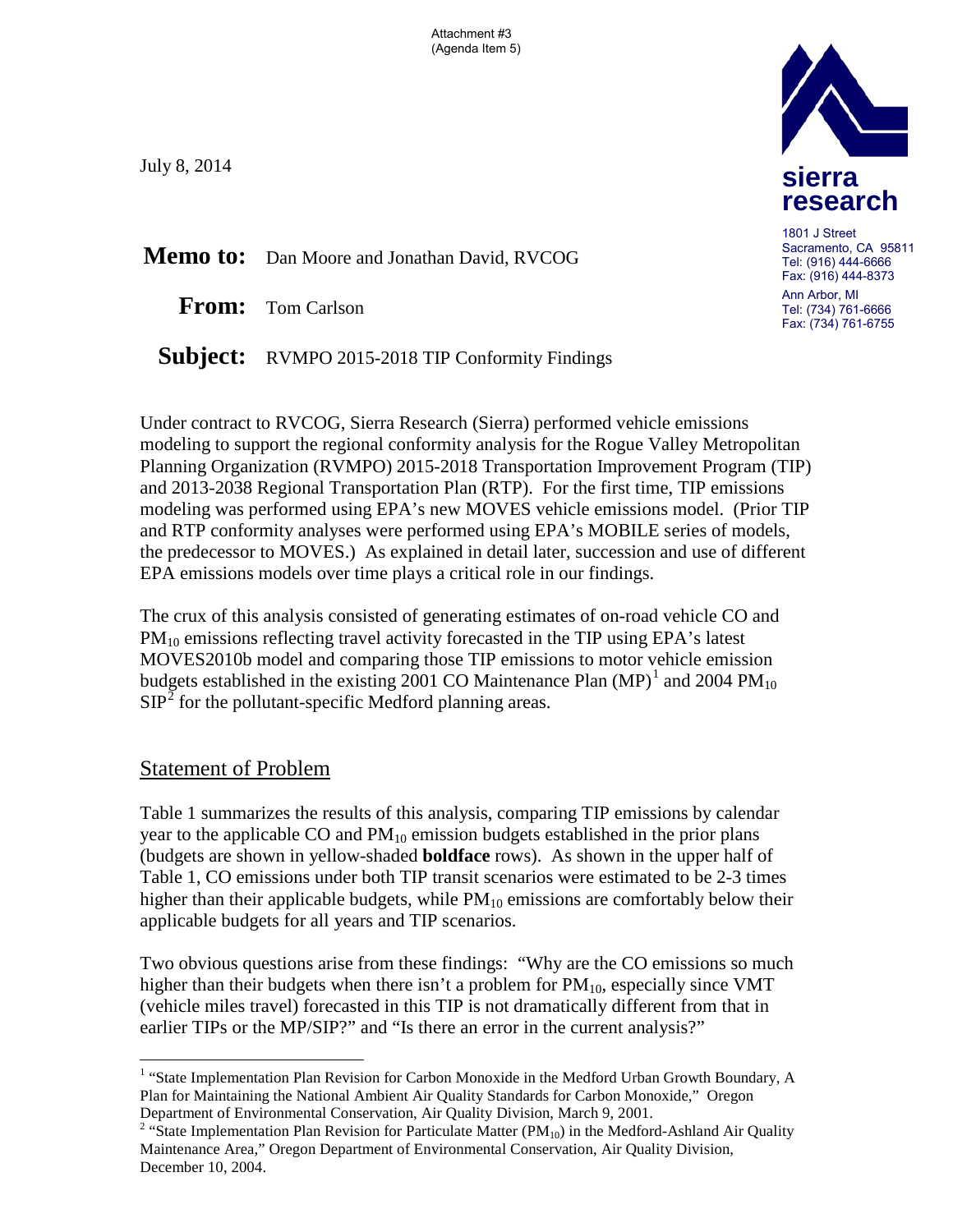Attachment #3
(Agenda Item 5)

July 8, 2014

**sierra research**

1801 J Street
Sacramento, CA 95811
Tel: (916) 444-6666
Fax: (916) 444-8373
Ann Arbor, MI
Tel: (734) 761-6666
Fax: (734) 761-6755

**Memo to:** Dan Moore and Jonathan David, RVCOG

**From:** Tom Carlson

**Subject:** RVMPO 2015-2018 TIP Conformity Findings

Under contract to RVCOG, Sierra Research (Sierra) performed vehicle emissions modeling to support the regional conformity analysis for the Rogue Valley Metropolitan Planning Organization (RVMPO) 2015-2018 Transportation Improvement Program (TIP) and 2013-2038 Regional Transportation Plan (RTP). For the first time, TIP emissions modeling was performed using EPA's new MOVES vehicle emissions model. (Prior TIP and RTP conformity analyses were performed using EPA's MOBILE series of models, the predecessor to MOVES.) As explained in detail later, succession and use of different EPA emissions models over time plays a critical role in our findings.

The crux of this analysis consisted of generating estimates of on-road vehicle CO and $PM_{10}$ emissions reflecting travel activity forecasted in the TIP using EPA's latest MOVES2010b model and comparing those TIP emissions to motor vehicle emission budgets established in the existing 2001 CO Maintenance Plan (MP)[1] and 2004 $PM_{10}$ SIP[2] for the pollutant-specific Medford planning areas.

## Statement of Problem

Table 1 summarizes the results of this analysis, comparing TIP emissions by calendar year to the applicable CO and $PM_{10}$ emission budgets established in the prior plans (budgets are shown in yellow-shaded **boldface** rows). As shown in the upper half of Table 1, CO emissions under both TIP transit scenarios were estimated to be 2-3 times higher than their applicable budgets, while $PM_{10}$ emissions are comfortably below their applicable budgets for all years and TIP scenarios.

Two obvious questions arise from these findings: "Why are the CO emissions so much higher than their budgets when there isn't a problem for $PM_{10}$, especially since VMT (vehicle miles travel) forecasted in this TIP is not dramatically different from that in earlier TIPs or the MP/SIP?" and "Is there an error in the current analysis?"

[1] "State Implementation Plan Revision for Carbon Monoxide in the Medford Urban Growth Boundary, A Plan for Maintaining the National Ambient Air Quality Standards for Carbon Monoxide," Oregon Department of Environmental Conservation, Air Quality Division, March 9, 2001.

[2] "State Implementation Plan Revision for Particulate Matter ($PM_{10}$) in the Medford-Ashland Air Quality Maintenance Area," Oregon Department of Environmental Conservation, Air Quality Division, December 10, 2004.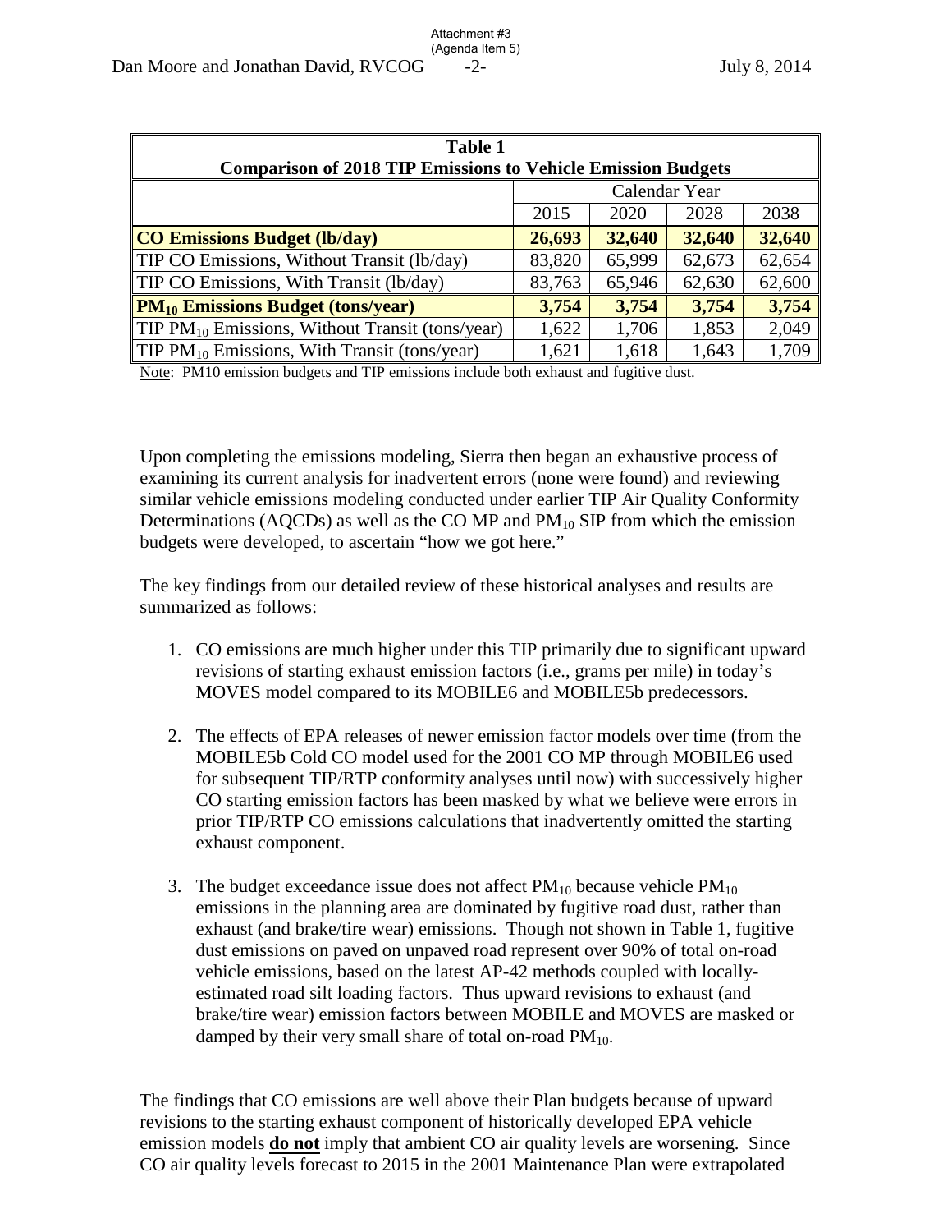| **Table 1** **Comparison of 2018 TIP Emissions to Vehicle Emission Budgets** | | | | |
|---|---|---|---|---|
| | Calendar Year | | | |
| | 2015 | 2020 | 2028 | 2038 |
| **CO Emissions Budget (lb/day)** | **26,693** | **32,640** | **32,640** | **32,640** |
| TIP CO Emissions, Without Transit (lb/day) | 83,820 | 65,999 | 62,673 | 62,654 |
| TIP CO Emissions, With Transit (lb/day) | 83,763 | 65,946 | 62,630 | 62,600 |
| **$PM_{10}$ Emissions Budget (tons/year)** | **3,754** | **3,754** | **3,754** | **3,754** |
| TIP $PM_{10}$ Emissions, Without Transit (tons/year) | 1,622 | 1,706 | 1,853 | 2,049 |
| TIP $PM_{10}$ Emissions, With Transit (tons/year) | 1,621 | 1,618 | 1,643 | 1,709 |

Note: PM10 emission budgets and TIP emissions include both exhaust and fugitive dust.

Upon completing the emissions modeling, Sierra then began an exhaustive process of examining its current analysis for inadvertent errors (none were found) and reviewing similar vehicle emissions modeling conducted under earlier TIP Air Quality Conformity Determinations (AQCDs) as well as the CO MP and $PM_{10}$ SIP from which the emission budgets were developed, to ascertain "how we got here."

The key findings from our detailed review of these historical analyses and results are summarized as follows:

1. CO emissions are much higher under this TIP primarily due to significant upward revisions of starting exhaust emission factors (i.e., grams per mile) in today's MOVES model compared to its MOBILE6 and MOBILE5b predecessors.

2. The effects of EPA releases of newer emission factor models over time (from the MOBILE5b Cold CO model used for the 2001 CO MP through MOBILE6 used for subsequent TIP/RTP conformity analyses until now) with successively higher CO starting emission factors has been masked by what we believe were errors in prior TIP/RTP CO emissions calculations that inadvertently omitted the starting exhaust component.

3. The budget exceedance issue does not affect $PM_{10}$ because vehicle $PM_{10}$ emissions in the planning area are dominated by fugitive road dust, rather than exhaust (and brake/tire wear) emissions. Though not shown in Table 1, fugitive dust emissions on paved on unpaved road represent over 90% of total on-road vehicle emissions, based on the latest AP-42 methods coupled with locally-estimated road silt loading factors. Thus upward revisions to exhaust (and brake/tire wear) emission factors between MOBILE and MOVES are masked or damped by their very small share of total on-road $PM_{10}$.

The findings that CO emissions are well above their Plan budgets because of upward revisions to the starting exhaust component of historically developed EPA vehicle emission models **do not** imply that ambient CO air quality levels are worsening. Since CO air quality levels forecast to 2015 in the 2001 Maintenance Plan were extrapolated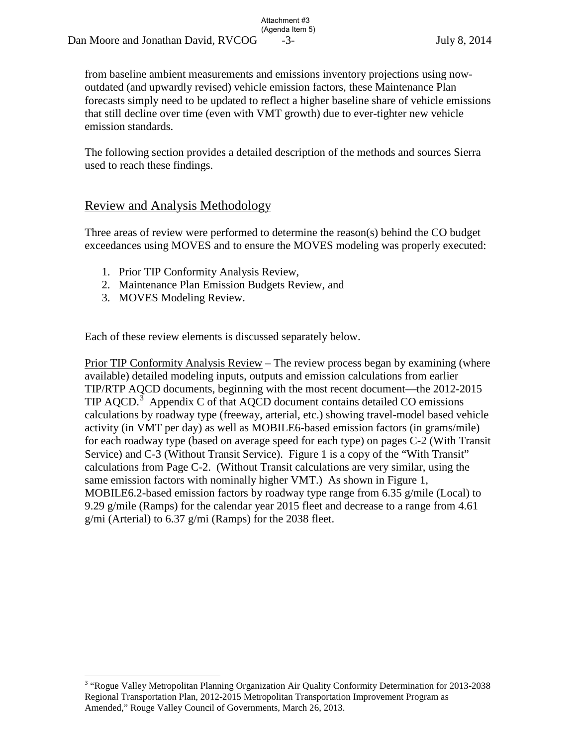from baseline ambient measurements and emissions inventory projections using now-outdated (and upwardly revised) vehicle emission factors, these Maintenance Plan forecasts simply need to be updated to reflect a higher baseline share of vehicle emissions that still decline over time (even with VMT growth) due to ever-tighter new vehicle emission standards.

The following section provides a detailed description of the methods and sources Sierra used to reach these findings.

## Review and Analysis Methodology

Three areas of review were performed to determine the reason(s) behind the CO budget exceedances using MOVES and to ensure the MOVES modeling was properly executed:

1. Prior TIP Conformity Analysis Review,
2. Maintenance Plan Emission Budgets Review, and
3. MOVES Modeling Review.

Each of these review elements is discussed separately below.

Prior TIP Conformity Analysis Review – The review process began by examining (where available) detailed modeling inputs, outputs and emission calculations from earlier TIP/RTP AQCD documents, beginning with the most recent document—the 2012-2015 TIP AQCD.[3] Appendix C of that AQCD document contains detailed CO emissions calculations by roadway type (freeway, arterial, etc.) showing travel-model based vehicle activity (in VMT per day) as well as MOBILE6-based emission factors (in grams/mile) for each roadway type (based on average speed for each type) on pages C-2 (With Transit Service) and C-3 (Without Transit Service). Figure 1 is a copy of the "With Transit" calculations from Page C-2. (Without Transit calculations are very similar, using the same emission factors with nominally higher VMT.) As shown in Figure 1, MOBILE6.2-based emission factors by roadway type range from 6.35 g/mile (Local) to 9.29 g/mile (Ramps) for the calendar year 2015 fleet and decrease to a range from 4.61 g/mi (Arterial) to 6.37 g/mi (Ramps) for the 2038 fleet.

---

[3] "Rogue Valley Metropolitan Planning Organization Air Quality Conformity Determination for 2013-2038 Regional Transportation Plan, 2012-2015 Metropolitan Transportation Improvement Program as Amended," Rouge Valley Council of Governments, March 26, 2013.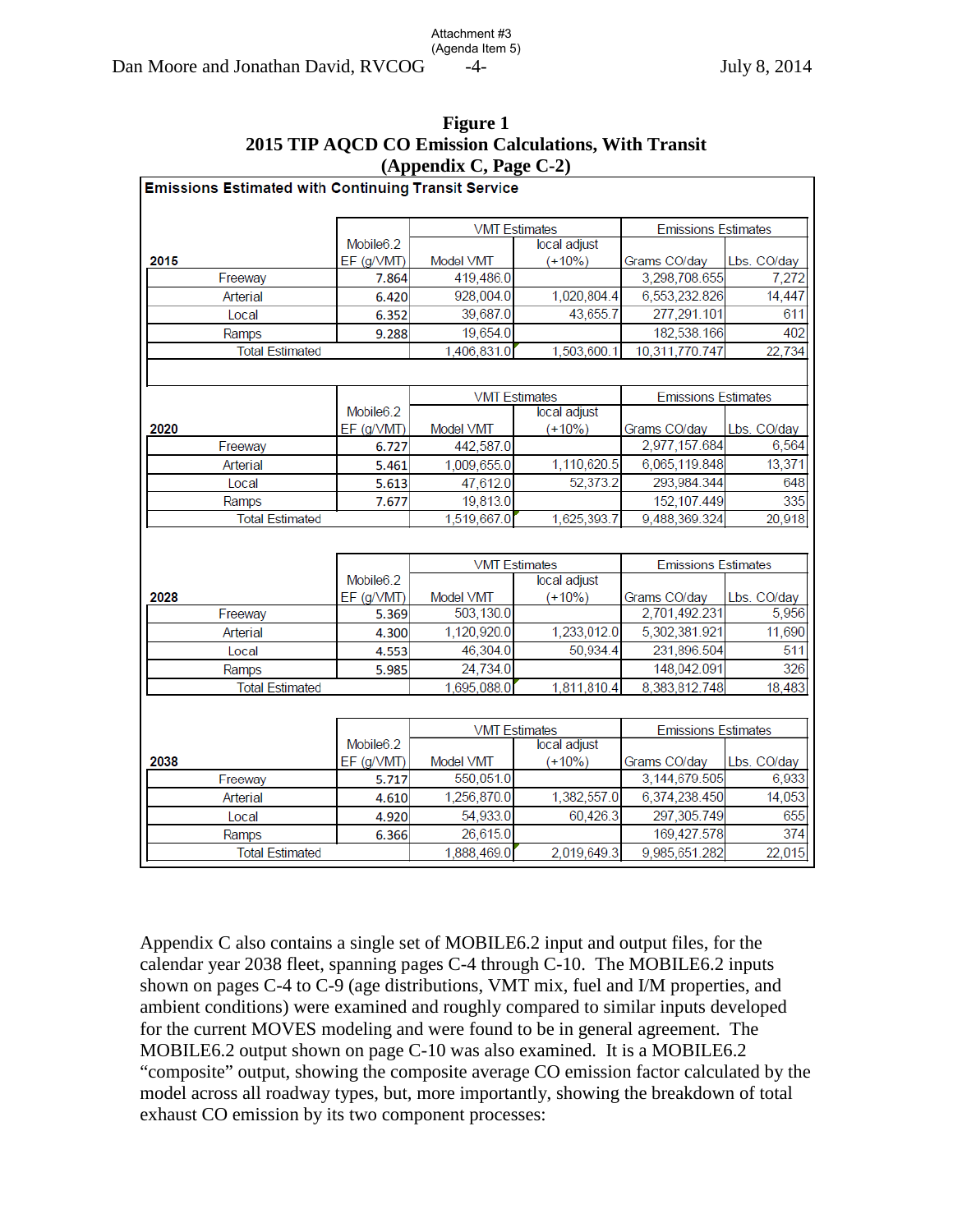**Figure 1**
**2015 TIP AQCD CO Emission Calculations, With Transit**
**(Appendix C, Page C-2)**

**Emissions Estimated with Continuing Transit Service**

| 2015 | Mobile6.2 EF (g/VMT) | VMT Estimates Model VMT | local adjust (+10%) | Emissions Estimates Grams CO/day | Lbs. CO/day |
|---|---|---|---|---|---|
| Freeway | 7.864 | 419,486.0 | | 3,298,708.655 | 7,272 |
| Arterial | 6.420 | 928,004.0 | 1,020,804.4 | 6,553,232.826 | 14,447 |
| Local | 6.352 | 39,687.0 | 43,655.7 | 277,291.101 | 611 |
| Ramps | 9.288 | 19,654.0 | | 182,538.166 | 402 |
| Total Estimated | | 1,406,831.0 | 1,503,600.1 | 10,311,770.747 | 22,734 |

| 2020 | Mobile6.2 EF (g/VMT) | VMT Estimates Model VMT | local adjust (+10%) | Emissions Estimates Grams CO/day | Lbs. CO/day |
|---|---|---|---|---|---|
| Freeway | 6.727 | 442,587.0 | | 2,977,157.684 | 6,564 |
| Arterial | 5.461 | 1,009,655.0 | 1,110,620.5 | 6,065,119.848 | 13,371 |
| Local | 5.613 | 47,612.0 | 52,373.2 | 293,984.344 | 648 |
| Ramps | 7.677 | 19,813.0 | | 152,107.449 | 335 |
| Total Estimated | | 1,519,667.0 | 1,625,393.7 | 9,488,369.324 | 20,918 |

| 2028 | Mobile6.2 EF (g/VMT) | VMT Estimates Model VMT | local adjust (+10%) | Emissions Estimates Grams CO/day | Lbs. CO/day |
|---|---|---|---|---|---|
| Freeway | 5.369 | 503,130.0 | | 2,701,492.231 | 5,956 |
| Arterial | 4.300 | 1,120,920.0 | 1,233,012.0 | 5,302,381.921 | 11,690 |
| Local | 4.553 | 46,304.0 | 50,934.4 | 231,896.504 | 511 |
| Ramps | 5.985 | 24,734.0 | | 148,042.091 | 326 |
| Total Estimated | | 1,695,088.0 | 1,811,810.4 | 8,383,812.748 | 18,483 |

| 2038 | Mobile6.2 EF (g/VMT) | VMT Estimates Model VMT | local adjust (+10%) | Emissions Estimates Grams CO/day | Lbs. CO/day |
|---|---|---|---|---|---|
| Freeway | 5.717 | 550,051.0 | | 3,144,679.505 | 6,933 |
| Arterial | 4.610 | 1,256,870.0 | 1,382,557.0 | 6,374,238.450 | 14,053 |
| Local | 4.920 | 54,933.0 | 60,426.3 | 297,305.749 | 655 |
| Ramps | 6.366 | 26,615.0 | | 169,427.578 | 374 |
| Total Estimated | | 1,888,469.0 | 2,019,649.3 | 9,985,651.282 | 22,015 |

Appendix C also contains a single set of MOBILE6.2 input and output files, for the calendar year 2038 fleet, spanning pages C-4 through C-10. The MOBILE6.2 inputs shown on pages C-4 to C-9 (age distributions, VMT mix, fuel and I/M properties, and ambient conditions) were examined and roughly compared to similar inputs developed for the current MOVES modeling and were found to be in general agreement. The MOBILE6.2 output shown on page C-10 was also examined. It is a MOBILE6.2 "composite" output, showing the composite average CO emission factor calculated by the model across all roadway types, but, more importantly, showing the breakdown of total exhaust CO emission by its two component processes: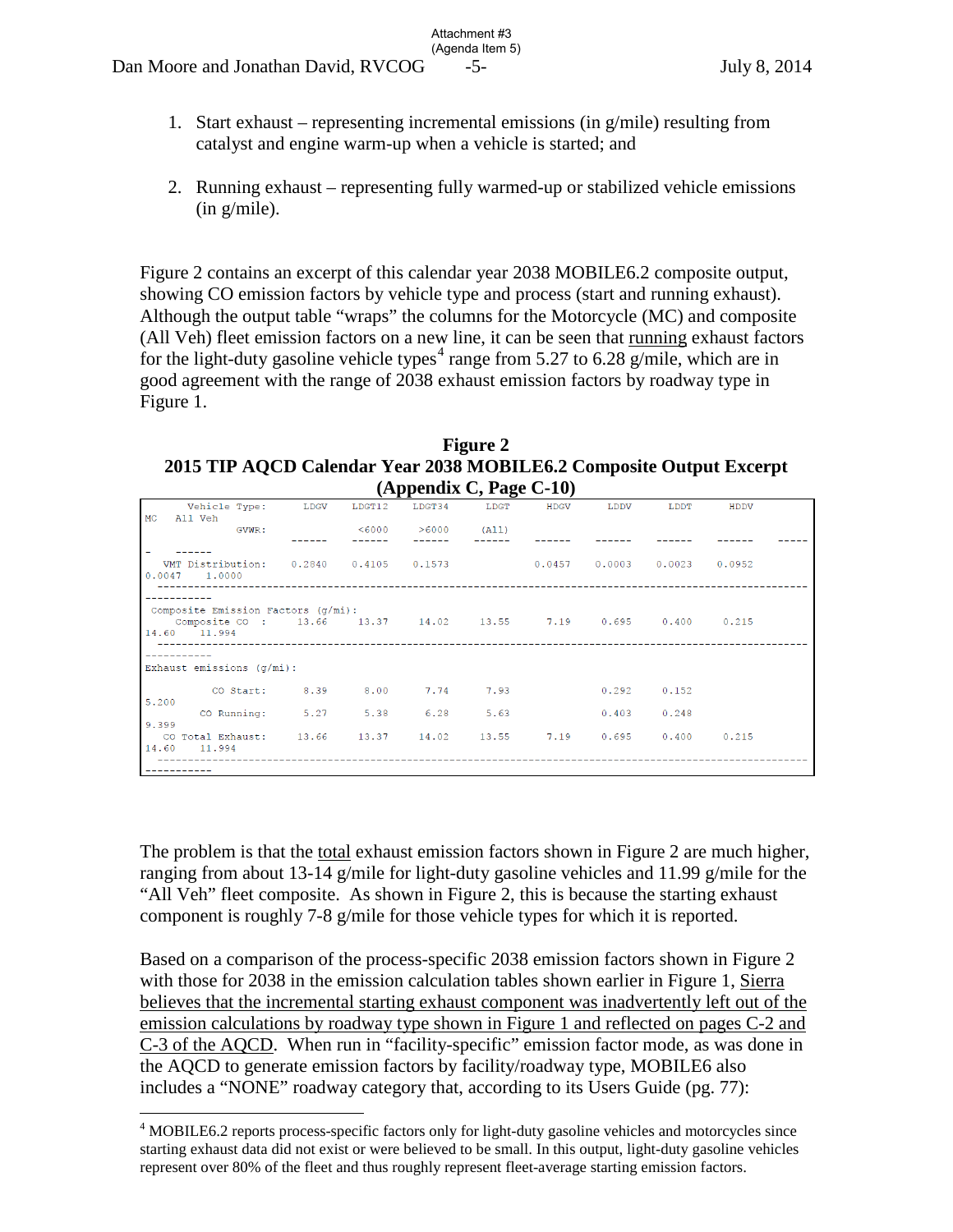1. Start exhaust – representing incremental emissions (in g/mile) resulting from catalyst and engine warm-up when a vehicle is started; and

2. Running exhaust – representing fully warmed-up or stabilized vehicle emissions (in g/mile).

Figure 2 contains an excerpt of this calendar year 2038 MOBILE6.2 composite output, showing CO emission factors by vehicle type and process (start and running exhaust). Although the output table "wraps" the columns for the Motorcycle (MC) and composite (All Veh) fleet emission factors on a new line, it can be seen that running exhaust factors for the light-duty gasoline vehicle types[4] range from 5.27 to 6.28 g/mile, which are in good agreement with the range of 2038 exhaust emission factors by roadway type in Figure 1.

**Figure 2**
**2015 TIP AQCD Calendar Year 2038 MOBILE6.2 Composite Output Excerpt (Appendix C, Page C-10)**

```
      Vehicle Type:     LDGV    LDGT12   LDGT34    LDGT     HDGV     LDDV     LDDT     HDDV
MC    All Veh
           GVWR:                 <6000    >6000    (All)
                        ------   ------   ------   ------   ------   ------   ------   ------   -----
-    ------
  VMT Distribution:    0.2840   0.4105   0.1573            0.0457   0.0003   0.0023   0.0952
0.0047    1.0000
 ---------------------------------------------------------------------------------------------------
-----------
 Composite Emission Factors (g/mi):
    Composite CO  :     13.66    13.37    14.02    13.55     7.19    0.695    0.400    0.215
14.60    11.994
 ---------------------------------------------------------------------------------------------------
-----------
Exhaust emissions (g/mi):

           CO Start:     8.39     8.00     7.74     7.93             0.292    0.152
5.200
         CO Running:     5.27     5.38     6.28     5.63             0.403    0.248
9.399
  CO Total Exhaust:     13.66    13.37    14.02    13.55     7.19    0.695    0.400    0.215
14.60    11.994
 ---------------------------------------------------------------------------------------------------
-----------
```

The problem is that the total exhaust emission factors shown in Figure 2 are much higher, ranging from about 13-14 g/mile for light-duty gasoline vehicles and 11.99 g/mile for the "All Veh" fleet composite. As shown in Figure 2, this is because the starting exhaust component is roughly 7-8 g/mile for those vehicle types for which it is reported.

Based on a comparison of the process-specific 2038 emission factors shown in Figure 2 with those for 2038 in the emission calculation tables shown earlier in Figure 1, Sierra believes that the incremental starting exhaust component was inadvertently left out of the emission calculations by roadway type shown in Figure 1 and reflected on pages C-2 and C-3 of the AQCD. When run in "facility-specific" emission factor mode, as was done in the AQCD to generate emission factors by facility/roadway type, MOBILE6 also includes a "NONE" roadway category that, according to its Users Guide (pg. 77):

[4] MOBILE6.2 reports process-specific factors only for light-duty gasoline vehicles and motorcycles since starting exhaust data did not exist or were believed to be small. In this output, light-duty gasoline vehicles represent over 80% of the fleet and thus roughly represent fleet-average starting emission factors.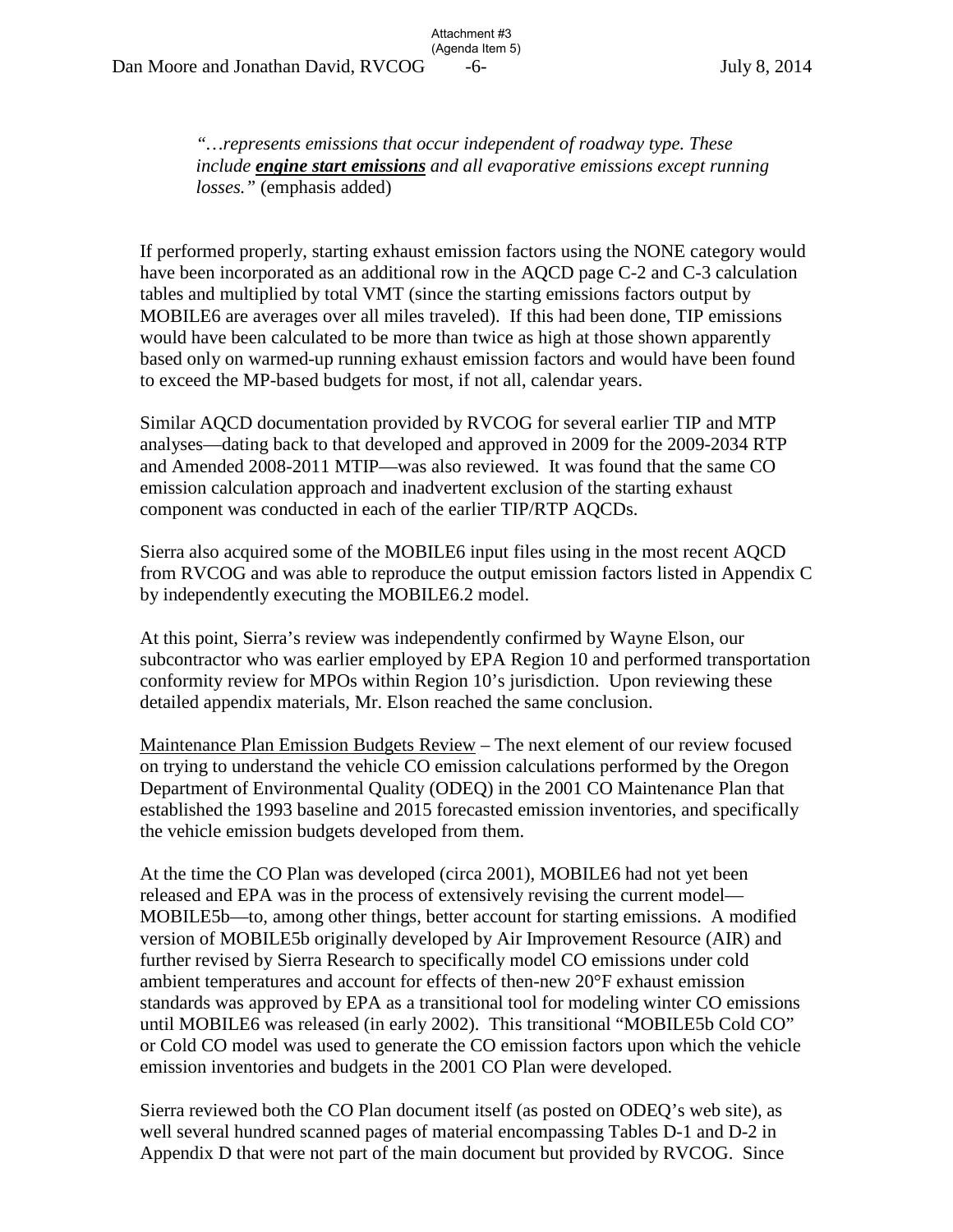*"…represents emissions that occur independent of roadway type. These include **engine start emissions** and all evaporative emissions except running losses."* (emphasis added)

If performed properly, starting exhaust emission factors using the NONE category would have been incorporated as an additional row in the AQCD page C-2 and C-3 calculation tables and multiplied by total VMT (since the starting emissions factors output by MOBILE6 are averages over all miles traveled). If this had been done, TIP emissions would have been calculated to be more than twice as high at those shown apparently based only on warmed-up running exhaust emission factors and would have been found to exceed the MP-based budgets for most, if not all, calendar years.

Similar AQCD documentation provided by RVCOG for several earlier TIP and MTP analyses—dating back to that developed and approved in 2009 for the 2009-2034 RTP and Amended 2008-2011 MTIP—was also reviewed. It was found that the same CO emission calculation approach and inadvertent exclusion of the starting exhaust component was conducted in each of the earlier TIP/RTP AQCDs.

Sierra also acquired some of the MOBILE6 input files using in the most recent AQCD from RVCOG and was able to reproduce the output emission factors listed in Appendix C by independently executing the MOBILE6.2 model.

At this point, Sierra's review was independently confirmed by Wayne Elson, our subcontractor who was earlier employed by EPA Region 10 and performed transportation conformity review for MPOs within Region 10's jurisdiction. Upon reviewing these detailed appendix materials, Mr. Elson reached the same conclusion.

Maintenance Plan Emission Budgets Review – The next element of our review focused on trying to understand the vehicle CO emission calculations performed by the Oregon Department of Environmental Quality (ODEQ) in the 2001 CO Maintenance Plan that established the 1993 baseline and 2015 forecasted emission inventories, and specifically the vehicle emission budgets developed from them.

At the time the CO Plan was developed (circa 2001), MOBILE6 had not yet been released and EPA was in the process of extensively revising the current model—MOBILE5b—to, among other things, better account for starting emissions. A modified version of MOBILE5b originally developed by Air Improvement Resource (AIR) and further revised by Sierra Research to specifically model CO emissions under cold ambient temperatures and account for effects of then-new 20°F exhaust emission standards was approved by EPA as a transitional tool for modeling winter CO emissions until MOBILE6 was released (in early 2002). This transitional "MOBILE5b Cold CO" or Cold CO model was used to generate the CO emission factors upon which the vehicle emission inventories and budgets in the 2001 CO Plan were developed.

Sierra reviewed both the CO Plan document itself (as posted on ODEQ's web site), as well several hundred scanned pages of material encompassing Tables D-1 and D-2 in Appendix D that were not part of the main document but provided by RVCOG. Since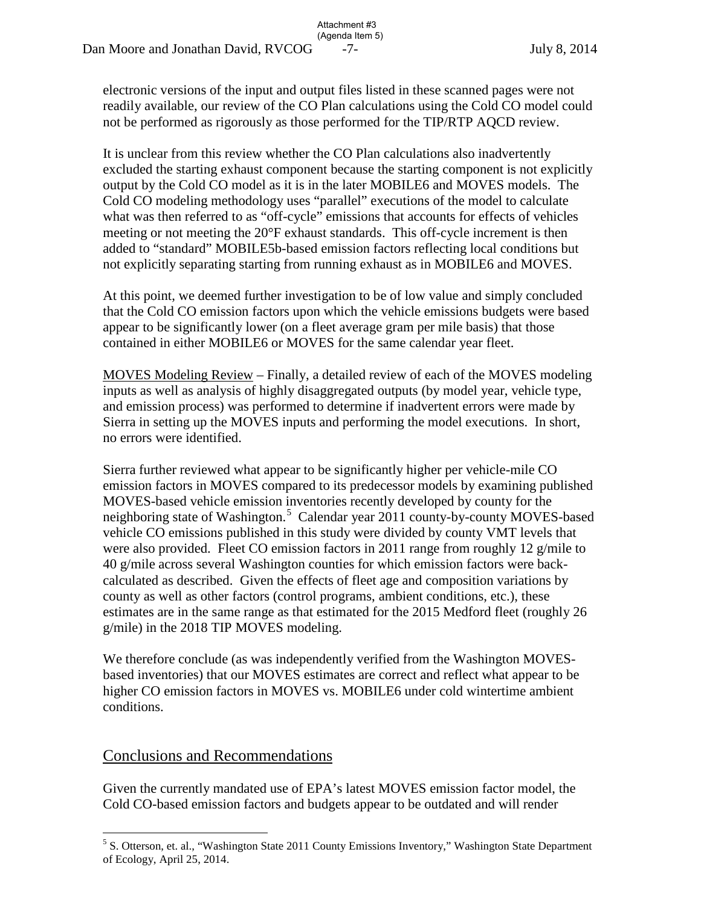electronic versions of the input and output files listed in these scanned pages were not readily available, our review of the CO Plan calculations using the Cold CO model could not be performed as rigorously as those performed for the TIP/RTP AQCD review.

It is unclear from this review whether the CO Plan calculations also inadvertently excluded the starting exhaust component because the starting component is not explicitly output by the Cold CO model as it is in the later MOBILE6 and MOVES models. The Cold CO modeling methodology uses "parallel" executions of the model to calculate what was then referred to as "off-cycle" emissions that accounts for effects of vehicles meeting or not meeting the 20°F exhaust standards. This off-cycle increment is then added to "standard" MOBILE5b-based emission factors reflecting local conditions but not explicitly separating starting from running exhaust as in MOBILE6 and MOVES.

At this point, we deemed further investigation to be of low value and simply concluded that the Cold CO emission factors upon which the vehicle emissions budgets were based appear to be significantly lower (on a fleet average gram per mile basis) that those contained in either MOBILE6 or MOVES for the same calendar year fleet.

<u>MOVES Modeling Review</u> – Finally, a detailed review of each of the MOVES modeling inputs as well as analysis of highly disaggregated outputs (by model year, vehicle type, and emission process) was performed to determine if inadvertent errors were made by Sierra in setting up the MOVES inputs and performing the model executions. In short, no errors were identified.

Sierra further reviewed what appear to be significantly higher per vehicle-mile CO emission factors in MOVES compared to its predecessor models by examining published MOVES-based vehicle emission inventories recently developed by county for the neighboring state of Washington.[5] Calendar year 2011 county-by-county MOVES-based vehicle CO emissions published in this study were divided by county VMT levels that were also provided. Fleet CO emission factors in 2011 range from roughly 12 g/mile to 40 g/mile across several Washington counties for which emission factors were back-calculated as described. Given the effects of fleet age and composition variations by county as well as other factors (control programs, ambient conditions, etc.), these estimates are in the same range as that estimated for the 2015 Medford fleet (roughly 26 g/mile) in the 2018 TIP MOVES modeling.

We therefore conclude (as was independently verified from the Washington MOVES-based inventories) that our MOVES estimates are correct and reflect what appear to be higher CO emission factors in MOVES vs. MOBILE6 under cold wintertime ambient conditions.

## Conclusions and Recommendations

Given the currently mandated use of EPA's latest MOVES emission factor model, the Cold CO-based emission factors and budgets appear to be outdated and will render

---

[5] S. Otterson, et. al., "Washington State 2011 County Emissions Inventory," Washington State Department of Ecology, April 25, 2014.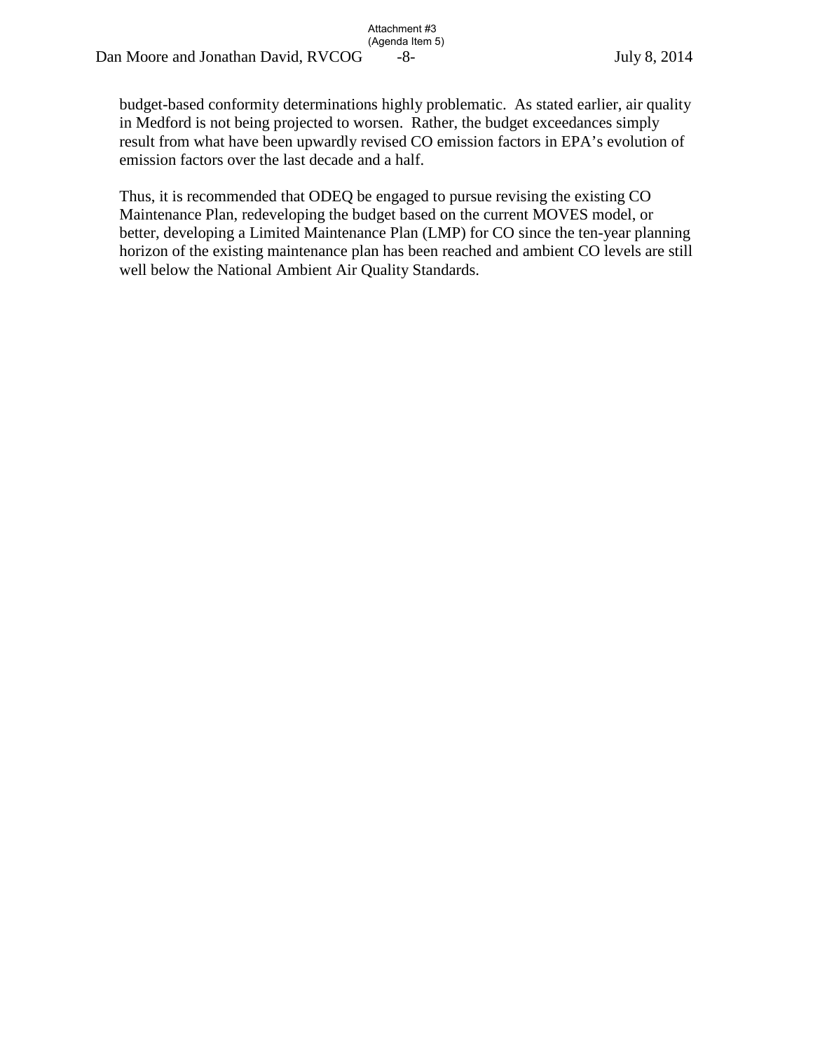budget-based conformity determinations highly problematic. As stated earlier, air quality in Medford is not being projected to worsen. Rather, the budget exceedances simply result from what have been upwardly revised CO emission factors in EPA's evolution of emission factors over the last decade and a half.

Thus, it is recommended that ODEQ be engaged to pursue revising the existing CO Maintenance Plan, redeveloping the budget based on the current MOVES model, or better, developing a Limited Maintenance Plan (LMP) for CO since the ten-year planning horizon of the existing maintenance plan has been reached and ambient CO levels are still well below the National Ambient Air Quality Standards.